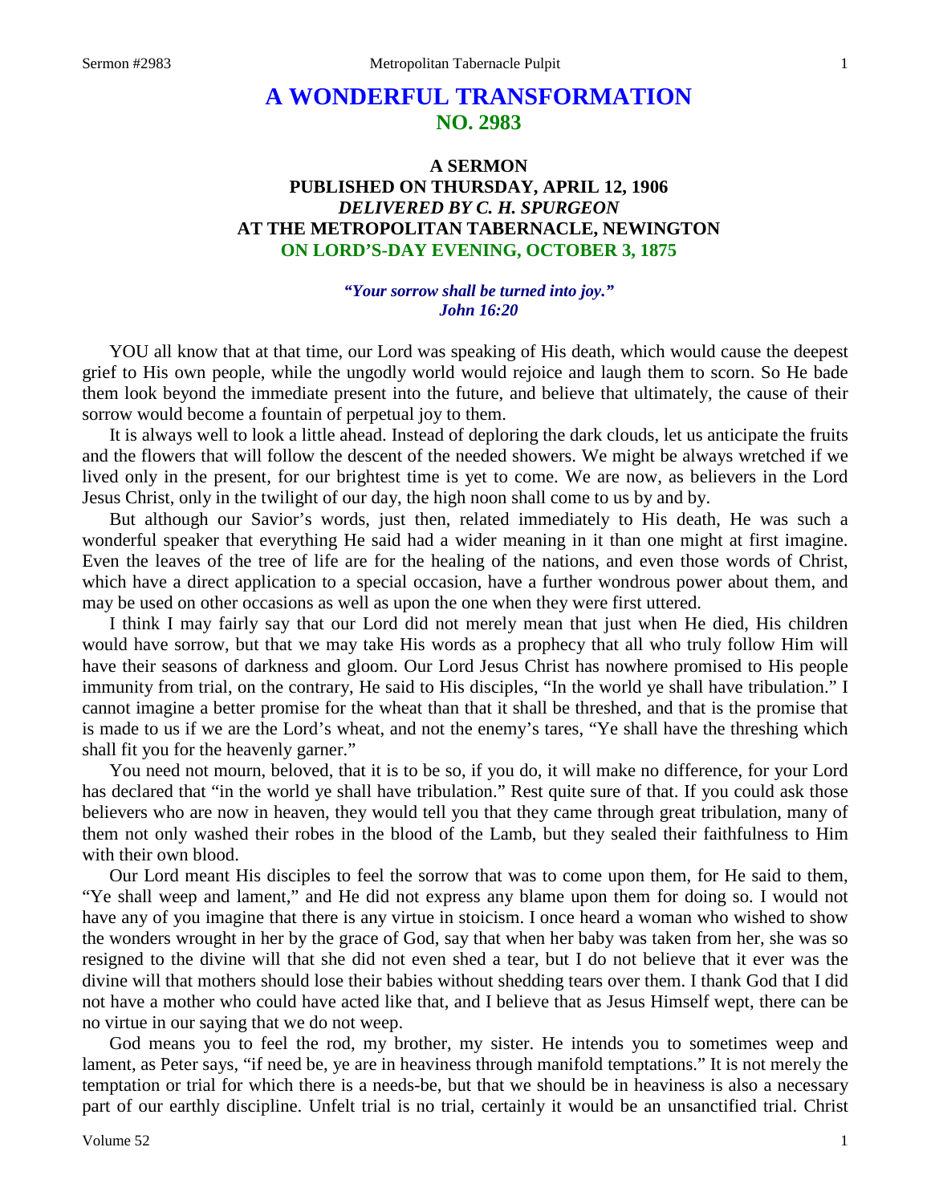# A WONDERFUL TRANSFORMATION
## NO. 2983

### A SERMON
### PUBLISHED ON THURSDAY, APRIL 12, 1906
### *DELIVERED BY C. H. SPURGEON*
### AT THE METROPOLITAN TABERNACLE, NEWINGTON
### ON LORD'S-DAY EVENING, OCTOBER 3, 1875

***"Your sorrow shall be turned into joy."***
***John 16:20***

YOU all know that at that time, our Lord was speaking of His death, which would cause the deepest grief to His own people, while the ungodly world would rejoice and laugh them to scorn. So He bade them look beyond the immediate present into the future, and believe that ultimately, the cause of their sorrow would become a fountain of perpetual joy to them.

It is always well to look a little ahead. Instead of deploring the dark clouds, let us anticipate the fruits and the flowers that will follow the descent of the needed showers. We might be always wretched if we lived only in the present, for our brightest time is yet to come. We are now, as believers in the Lord Jesus Christ, only in the twilight of our day, the high noon shall come to us by and by.

But although our Savior's words, just then, related immediately to His death, He was such a wonderful speaker that everything He said had a wider meaning in it than one might at first imagine. Even the leaves of the tree of life are for the healing of the nations, and even those words of Christ, which have a direct application to a special occasion, have a further wondrous power about them, and may be used on other occasions as well as upon the one when they were first uttered.

I think I may fairly say that our Lord did not merely mean that just when He died, His children would have sorrow, but that we may take His words as a prophecy that all who truly follow Him will have their seasons of darkness and gloom. Our Lord Jesus Christ has nowhere promised to His people immunity from trial, on the contrary, He said to His disciples, "In the world ye shall have tribulation." I cannot imagine a better promise for the wheat than that it shall be threshed, and that is the promise that is made to us if we are the Lord's wheat, and not the enemy's tares, "Ye shall have the threshing which shall fit you for the heavenly garner."

You need not mourn, beloved, that it is to be so, if you do, it will make no difference, for your Lord has declared that "in the world ye shall have tribulation." Rest quite sure of that. If you could ask those believers who are now in heaven, they would tell you that they came through great tribulation, many of them not only washed their robes in the blood of the Lamb, but they sealed their faithfulness to Him with their own blood.

Our Lord meant His disciples to feel the sorrow that was to come upon them, for He said to them, "Ye shall weep and lament," and He did not express any blame upon them for doing so. I would not have any of you imagine that there is any virtue in stoicism. I once heard a woman who wished to show the wonders wrought in her by the grace of God, say that when her baby was taken from her, she was so resigned to the divine will that she did not even shed a tear, but I do not believe that it ever was the divine will that mothers should lose their babies without shedding tears over them. I thank God that I did not have a mother who could have acted like that, and I believe that as Jesus Himself wept, there can be no virtue in our saying that we do not weep.

God means you to feel the rod, my brother, my sister. He intends you to sometimes weep and lament, as Peter says, "if need be, ye are in heaviness through manifold temptations." It is not merely the temptation or trial for which there is a needs-be, but that we should be in heaviness is also a necessary part of our earthly discipline. Unfelt trial is no trial, certainly it would be an unsanctified trial. Christ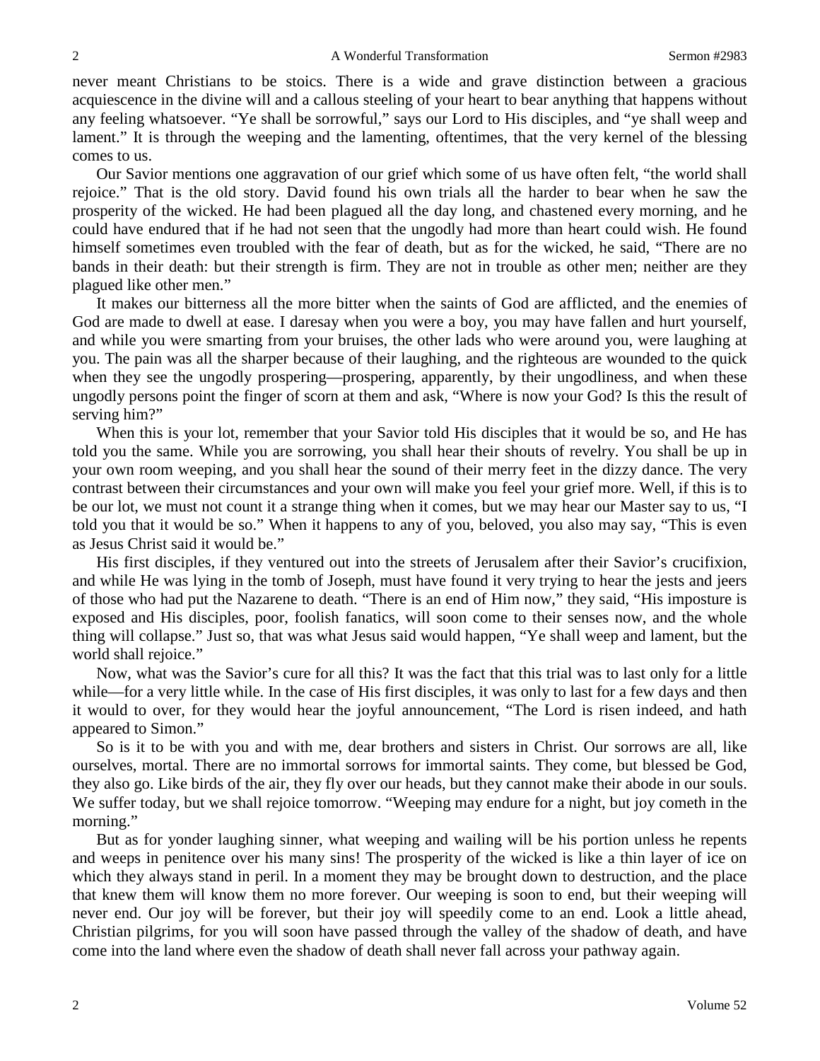never meant Christians to be stoics. There is a wide and grave distinction between a gracious acquiescence in the divine will and a callous steeling of your heart to bear anything that happens without any feeling whatsoever. "Ye shall be sorrowful," says our Lord to His disciples, and "ye shall weep and lament." It is through the weeping and the lamenting, oftentimes, that the very kernel of the blessing comes to us.

Our Savior mentions one aggravation of our grief which some of us have often felt, "the world shall rejoice." That is the old story. David found his own trials all the harder to bear when he saw the prosperity of the wicked. He had been plagued all the day long, and chastened every morning, and he could have endured that if he had not seen that the ungodly had more than heart could wish. He found himself sometimes even troubled with the fear of death, but as for the wicked, he said, "There are no bands in their death: but their strength is firm. They are not in trouble as other men; neither are they plagued like other men."

It makes our bitterness all the more bitter when the saints of God are afflicted, and the enemies of God are made to dwell at ease. I daresay when you were a boy, you may have fallen and hurt yourself, and while you were smarting from your bruises, the other lads who were around you, were laughing at you. The pain was all the sharper because of their laughing, and the righteous are wounded to the quick when they see the ungodly prospering—prospering, apparently, by their ungodliness, and when these ungodly persons point the finger of scorn at them and ask, "Where is now your God? Is this the result of serving him?"

When this is your lot, remember that your Savior told His disciples that it would be so, and He has told you the same. While you are sorrowing, you shall hear their shouts of revelry. You shall be up in your own room weeping, and you shall hear the sound of their merry feet in the dizzy dance. The very contrast between their circumstances and your own will make you feel your grief more. Well, if this is to be our lot, we must not count it a strange thing when it comes, but we may hear our Master say to us, "I told you that it would be so." When it happens to any of you, beloved, you also may say, "This is even as Jesus Christ said it would be."

His first disciples, if they ventured out into the streets of Jerusalem after their Savior's crucifixion, and while He was lying in the tomb of Joseph, must have found it very trying to hear the jests and jeers of those who had put the Nazarene to death. "There is an end of Him now," they said, "His imposture is exposed and His disciples, poor, foolish fanatics, will soon come to their senses now, and the whole thing will collapse." Just so, that was what Jesus said would happen, "Ye shall weep and lament, but the world shall rejoice."

Now, what was the Savior's cure for all this? It was the fact that this trial was to last only for a little while—for a very little while. In the case of His first disciples, it was only to last for a few days and then it would to over, for they would hear the joyful announcement, "The Lord is risen indeed, and hath appeared to Simon."

So is it to be with you and with me, dear brothers and sisters in Christ. Our sorrows are all, like ourselves, mortal. There are no immortal sorrows for immortal saints. They come, but blessed be God, they also go. Like birds of the air, they fly over our heads, but they cannot make their abode in our souls. We suffer today, but we shall rejoice tomorrow. "Weeping may endure for a night, but joy cometh in the morning."

But as for yonder laughing sinner, what weeping and wailing will be his portion unless he repents and weeps in penitence over his many sins! The prosperity of the wicked is like a thin layer of ice on which they always stand in peril. In a moment they may be brought down to destruction, and the place that knew them will know them no more forever. Our weeping is soon to end, but their weeping will never end. Our joy will be forever, but their joy will speedily come to an end. Look a little ahead, Christian pilgrims, for you will soon have passed through the valley of the shadow of death, and have come into the land where even the shadow of death shall never fall across your pathway again.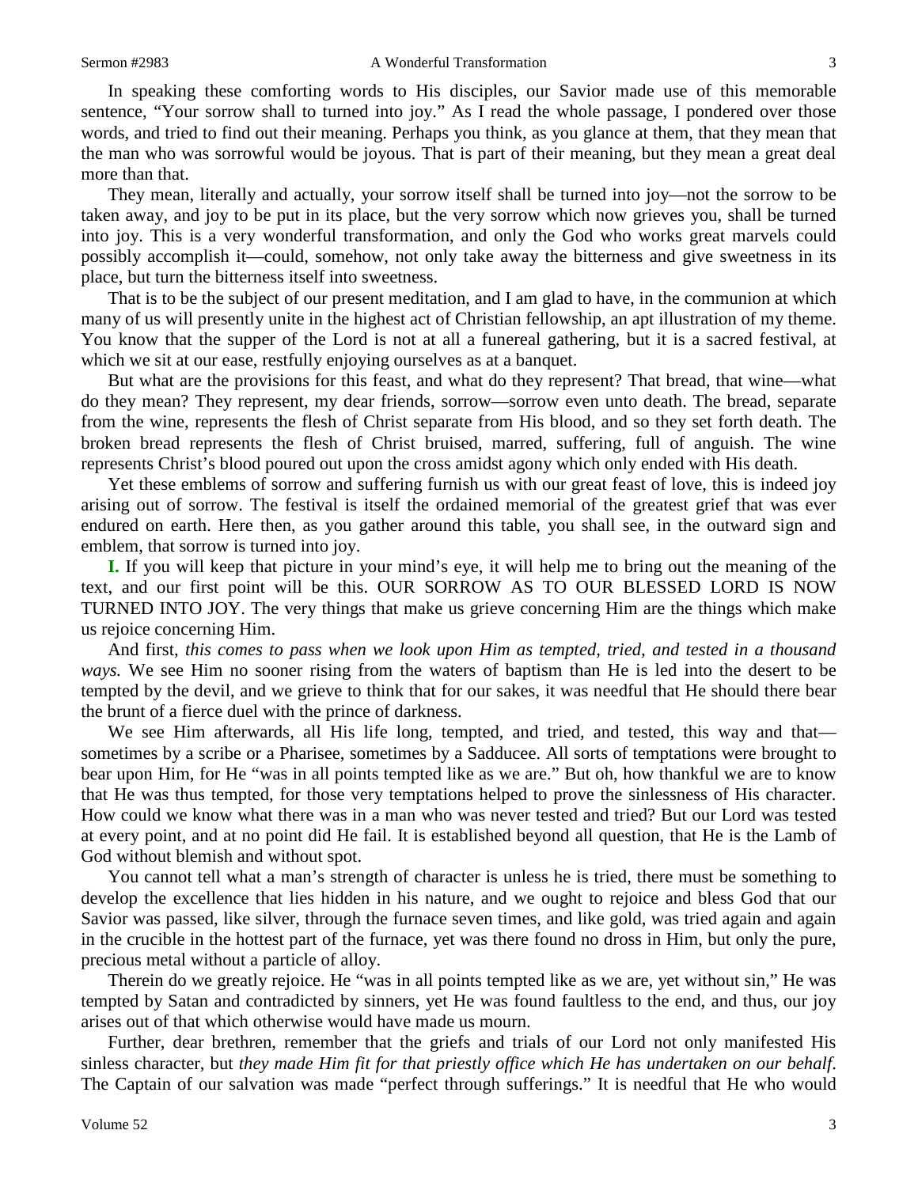In speaking these comforting words to His disciples, our Savior made use of this memorable sentence, "Your sorrow shall to turned into joy." As I read the whole passage, I pondered over those words, and tried to find out their meaning. Perhaps you think, as you glance at them, that they mean that the man who was sorrowful would be joyous. That is part of their meaning, but they mean a great deal more than that.

They mean, literally and actually, your sorrow itself shall be turned into joy—not the sorrow to be taken away, and joy to be put in its place, but the very sorrow which now grieves you, shall be turned into joy. This is a very wonderful transformation, and only the God who works great marvels could possibly accomplish it—could, somehow, not only take away the bitterness and give sweetness in its place, but turn the bitterness itself into sweetness.

That is to be the subject of our present meditation, and I am glad to have, in the communion at which many of us will presently unite in the highest act of Christian fellowship, an apt illustration of my theme. You know that the supper of the Lord is not at all a funereal gathering, but it is a sacred festival, at which we sit at our ease, restfully enjoying ourselves as at a banquet.

But what are the provisions for this feast, and what do they represent? That bread, that wine—what do they mean? They represent, my dear friends, sorrow—sorrow even unto death. The bread, separate from the wine, represents the flesh of Christ separate from His blood, and so they set forth death. The broken bread represents the flesh of Christ bruised, marred, suffering, full of anguish. The wine represents Christ's blood poured out upon the cross amidst agony which only ended with His death.

Yet these emblems of sorrow and suffering furnish us with our great feast of love, this is indeed joy arising out of sorrow. The festival is itself the ordained memorial of the greatest grief that was ever endured on earth. Here then, as you gather around this table, you shall see, in the outward sign and emblem, that sorrow is turned into joy.

**I.** If you will keep that picture in your mind's eye, it will help me to bring out the meaning of the text, and our first point will be this. OUR SORROW AS TO OUR BLESSED LORD IS NOW TURNED INTO JOY. The very things that make us grieve concerning Him are the things which make us rejoice concerning Him.

And first, *this comes to pass when we look upon Him as tempted, tried, and tested in a thousand ways.* We see Him no sooner rising from the waters of baptism than He is led into the desert to be tempted by the devil, and we grieve to think that for our sakes, it was needful that He should there bear the brunt of a fierce duel with the prince of darkness.

We see Him afterwards, all His life long, tempted, and tried, and tested, this way and that—sometimes by a scribe or a Pharisee, sometimes by a Sadducee. All sorts of temptations were brought to bear upon Him, for He "was in all points tempted like as we are." But oh, how thankful we are to know that He was thus tempted, for those very temptations helped to prove the sinlessness of His character. How could we know what there was in a man who was never tested and tried? But our Lord was tested at every point, and at no point did He fail. It is established beyond all question, that He is the Lamb of God without blemish and without spot.

You cannot tell what a man's strength of character is unless he is tried, there must be something to develop the excellence that lies hidden in his nature, and we ought to rejoice and bless God that our Savior was passed, like silver, through the furnace seven times, and like gold, was tried again and again in the crucible in the hottest part of the furnace, yet was there found no dross in Him, but only the pure, precious metal without a particle of alloy.

Therein do we greatly rejoice. He "was in all points tempted like as we are, yet without sin," He was tempted by Satan and contradicted by sinners, yet He was found faultless to the end, and thus, our joy arises out of that which otherwise would have made us mourn.

Further, dear brethren, remember that the griefs and trials of our Lord not only manifested His sinless character, but *they made Him fit for that priestly office which He has undertaken on our behalf.* The Captain of our salvation was made "perfect through sufferings." It is needful that He who would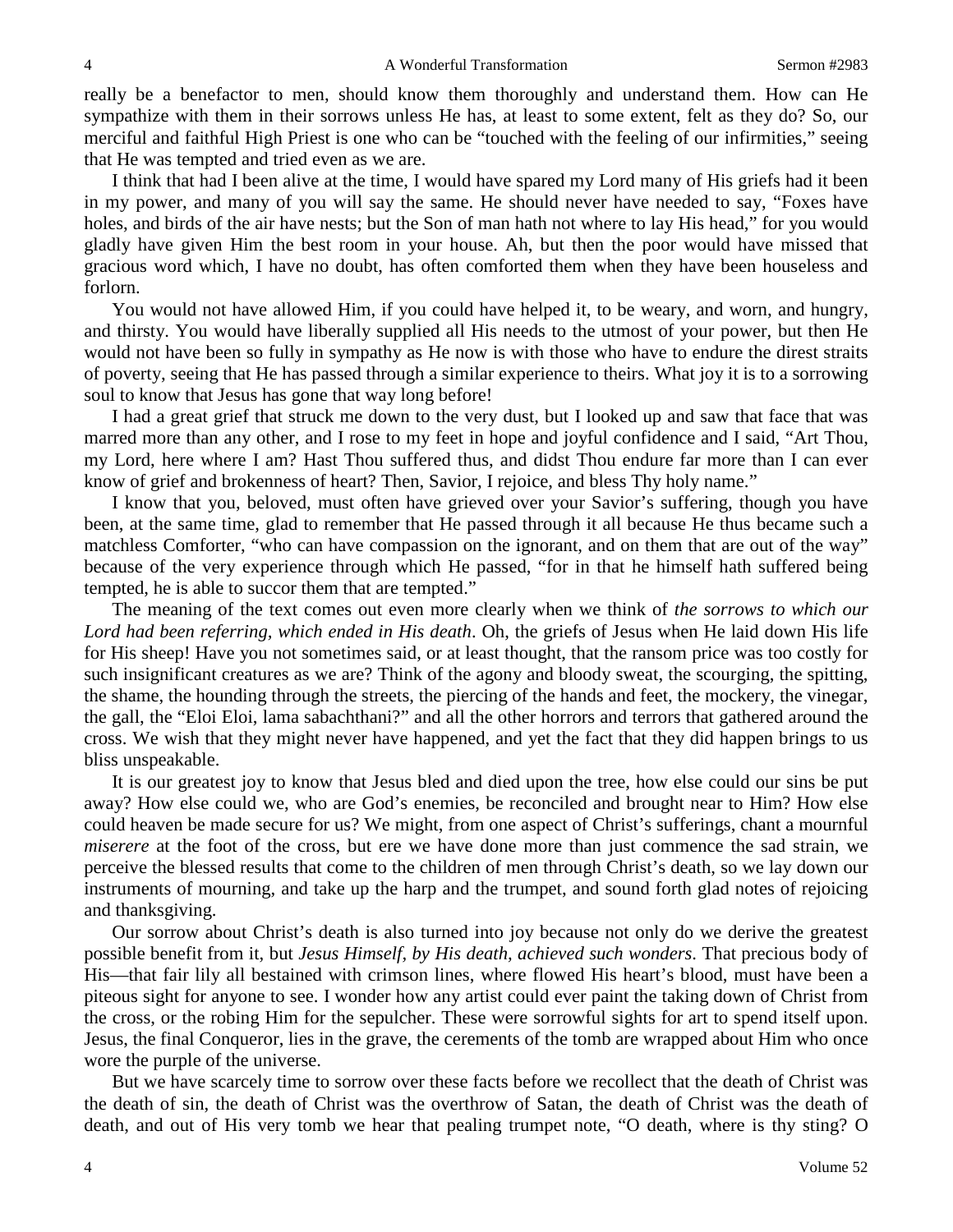really be a benefactor to men, should know them thoroughly and understand them. How can He sympathize with them in their sorrows unless He has, at least to some extent, felt as they do? So, our merciful and faithful High Priest is one who can be "touched with the feeling of our infirmities," seeing that He was tempted and tried even as we are.

I think that had I been alive at the time, I would have spared my Lord many of His griefs had it been in my power, and many of you will say the same. He should never have needed to say, "Foxes have holes, and birds of the air have nests; but the Son of man hath not where to lay His head," for you would gladly have given Him the best room in your house. Ah, but then the poor would have missed that gracious word which, I have no doubt, has often comforted them when they have been houseless and forlorn.

You would not have allowed Him, if you could have helped it, to be weary, and worn, and hungry, and thirsty. You would have liberally supplied all His needs to the utmost of your power, but then He would not have been so fully in sympathy as He now is with those who have to endure the direst straits of poverty, seeing that He has passed through a similar experience to theirs. What joy it is to a sorrowing soul to know that Jesus has gone that way long before!

I had a great grief that struck me down to the very dust, but I looked up and saw that face that was marred more than any other, and I rose to my feet in hope and joyful confidence and I said, "Art Thou, my Lord, here where I am? Hast Thou suffered thus, and didst Thou endure far more than I can ever know of grief and brokenness of heart? Then, Savior, I rejoice, and bless Thy holy name."

I know that you, beloved, must often have grieved over your Savior's suffering, though you have been, at the same time, glad to remember that He passed through it all because He thus became such a matchless Comforter, "who can have compassion on the ignorant, and on them that are out of the way" because of the very experience through which He passed, "for in that he himself hath suffered being tempted, he is able to succor them that are tempted."

The meaning of the text comes out even more clearly when we think of *the sorrows to which our Lord had been referring, which ended in His death*. Oh, the griefs of Jesus when He laid down His life for His sheep! Have you not sometimes said, or at least thought, that the ransom price was too costly for such insignificant creatures as we are? Think of the agony and bloody sweat, the scourging, the spitting, the shame, the hounding through the streets, the piercing of the hands and feet, the mockery, the vinegar, the gall, the "Eloi Eloi, lama sabachthani?" and all the other horrors and terrors that gathered around the cross. We wish that they might never have happened, and yet the fact that they did happen brings to us bliss unspeakable.

It is our greatest joy to know that Jesus bled and died upon the tree, how else could our sins be put away? How else could we, who are God's enemies, be reconciled and brought near to Him? How else could heaven be made secure for us? We might, from one aspect of Christ's sufferings, chant a mournful *miserere* at the foot of the cross, but ere we have done more than just commence the sad strain, we perceive the blessed results that come to the children of men through Christ's death, so we lay down our instruments of mourning, and take up the harp and the trumpet, and sound forth glad notes of rejoicing and thanksgiving.

Our sorrow about Christ's death is also turned into joy because not only do we derive the greatest possible benefit from it, but *Jesus Himself, by His death, achieved such wonders*. That precious body of His—that fair lily all bestained with crimson lines, where flowed His heart's blood, must have been a piteous sight for anyone to see. I wonder how any artist could ever paint the taking down of Christ from the cross, or the robing Him for the sepulcher. These were sorrowful sights for art to spend itself upon. Jesus, the final Conqueror, lies in the grave, the cerements of the tomb are wrapped about Him who once wore the purple of the universe.

But we have scarcely time to sorrow over these facts before we recollect that the death of Christ was the death of sin, the death of Christ was the overthrow of Satan, the death of Christ was the death of death, and out of His very tomb we hear that pealing trumpet note, "O death, where is thy sting? O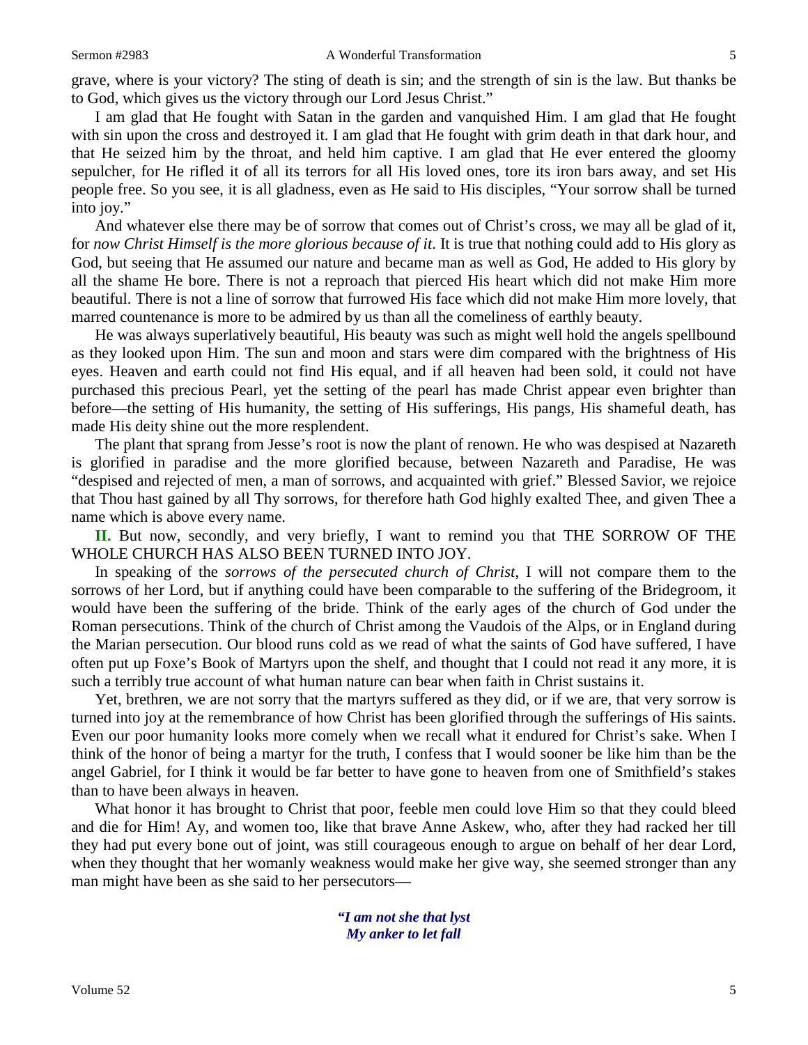grave, where is your victory? The sting of death is sin; and the strength of sin is the law. But thanks be to God, which gives us the victory through our Lord Jesus Christ."

I am glad that He fought with Satan in the garden and vanquished Him. I am glad that He fought with sin upon the cross and destroyed it. I am glad that He fought with grim death in that dark hour, and that He seized him by the throat, and held him captive. I am glad that He ever entered the gloomy sepulcher, for He rifled it of all its terrors for all His loved ones, tore its iron bars away, and set His people free. So you see, it is all gladness, even as He said to His disciples, "Your sorrow shall be turned into joy."

And whatever else there may be of sorrow that comes out of Christ's cross, we may all be glad of it, for *now Christ Himself is the more glorious because of it*. It is true that nothing could add to His glory as God, but seeing that He assumed our nature and became man as well as God, He added to His glory by all the shame He bore. There is not a reproach that pierced His heart which did not make Him more beautiful. There is not a line of sorrow that furrowed His face which did not make Him more lovely, that marred countenance is more to be admired by us than all the comeliness of earthly beauty.

He was always superlatively beautiful, His beauty was such as might well hold the angels spellbound as they looked upon Him. The sun and moon and stars were dim compared with the brightness of His eyes. Heaven and earth could not find His equal, and if all heaven had been sold, it could not have purchased this precious Pearl, yet the setting of the pearl has made Christ appear even brighter than before—the setting of His humanity, the setting of His sufferings, His pangs, His shameful death, has made His deity shine out the more resplendent.

The plant that sprang from Jesse's root is now the plant of renown. He who was despised at Nazareth is glorified in paradise and the more glorified because, between Nazareth and Paradise, He was "despised and rejected of men, a man of sorrows, and acquainted with grief." Blessed Savior, we rejoice that Thou hast gained by all Thy sorrows, for therefore hath God highly exalted Thee, and given Thee a name which is above every name.

**II.** But now, secondly, and very briefly, I want to remind you that THE SORROW OF THE WHOLE CHURCH HAS ALSO BEEN TURNED INTO JOY.

In speaking of the *sorrows of the persecuted church of Christ*, I will not compare them to the sorrows of her Lord, but if anything could have been comparable to the suffering of the Bridegroom, it would have been the suffering of the bride. Think of the early ages of the church of God under the Roman persecutions. Think of the church of Christ among the Vaudois of the Alps, or in England during the Marian persecution. Our blood runs cold as we read of what the saints of God have suffered, I have often put up Foxe's Book of Martyrs upon the shelf, and thought that I could not read it any more, it is such a terribly true account of what human nature can bear when faith in Christ sustains it.

Yet, brethren, we are not sorry that the martyrs suffered as they did, or if we are, that very sorrow is turned into joy at the remembrance of how Christ has been glorified through the sufferings of His saints. Even our poor humanity looks more comely when we recall what it endured for Christ's sake. When I think of the honor of being a martyr for the truth, I confess that I would sooner be like him than be the angel Gabriel, for I think it would be far better to have gone to heaven from one of Smithfield's stakes than to have been always in heaven.

What honor it has brought to Christ that poor, feeble men could love Him so that they could bleed and die for Him! Ay, and women too, like that brave Anne Askew, who, after they had racked her till they had put every bone out of joint, was still courageous enough to argue on behalf of her dear Lord, when they thought that her womanly weakness would make her give way, she seemed stronger than any man might have been as she said to her persecutors—

*"I am not she that lyst*
*My anker to let fall*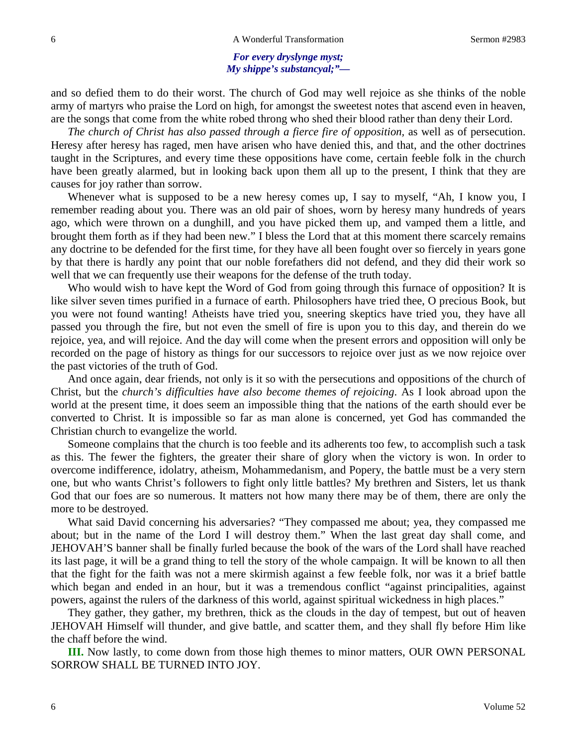*For every dryslynge myst;*
*My shippe's substancyal;"—*

and so defied them to do their worst. The church of God may well rejoice as she thinks of the noble army of martyrs who praise the Lord on high, for amongst the sweetest notes that ascend even in heaven, are the songs that come from the white robed throng who shed their blood rather than deny their Lord.

*The church of Christ has also passed through a fierce fire of opposition,* as well as of persecution. Heresy after heresy has raged, men have arisen who have denied this, and that, and the other doctrines taught in the Scriptures, and every time these oppositions have come, certain feeble folk in the church have been greatly alarmed, but in looking back upon them all up to the present, I think that they are causes for joy rather than sorrow.

Whenever what is supposed to be a new heresy comes up, I say to myself, "Ah, I know you, I remember reading about you. There was an old pair of shoes, worn by heresy many hundreds of years ago, which were thrown on a dunghill, and you have picked them up, and vamped them a little, and brought them forth as if they had been new." I bless the Lord that at this moment there scarcely remains any doctrine to be defended for the first time, for they have all been fought over so fiercely in years gone by that there is hardly any point that our noble forefathers did not defend, and they did their work so well that we can frequently use their weapons for the defense of the truth today.

Who would wish to have kept the Word of God from going through this furnace of opposition? It is like silver seven times purified in a furnace of earth. Philosophers have tried thee, O precious Book, but you were not found wanting! Atheists have tried you, sneering skeptics have tried you, they have all passed you through the fire, but not even the smell of fire is upon you to this day, and therein do we rejoice, yea, and will rejoice. And the day will come when the present errors and opposition will only be recorded on the page of history as things for our successors to rejoice over just as we now rejoice over the past victories of the truth of God.

And once again, dear friends, not only is it so with the persecutions and oppositions of the church of Christ, but the *church's difficulties have also become themes of rejoicing*. As I look abroad upon the world at the present time, it does seem an impossible thing that the nations of the earth should ever be converted to Christ. It is impossible so far as man alone is concerned, yet God has commanded the Christian church to evangelize the world.

Someone complains that the church is too feeble and its adherents too few, to accomplish such a task as this. The fewer the fighters, the greater their share of glory when the victory is won. In order to overcome indifference, idolatry, atheism, Mohammedanism, and Popery, the battle must be a very stern one, but who wants Christ's followers to fight only little battles? My brethren and Sisters, let us thank God that our foes are so numerous. It matters not how many there may be of them, there are only the more to be destroyed.

What said David concerning his adversaries? "They compassed me about; yea, they compassed me about; but in the name of the Lord I will destroy them." When the last great day shall come, and JEHOVAH'S banner shall be finally furled because the book of the wars of the Lord shall have reached its last page, it will be a grand thing to tell the story of the whole campaign. It will be known to all then that the fight for the faith was not a mere skirmish against a few feeble folk, nor was it a brief battle which began and ended in an hour, but it was a tremendous conflict "against principalities, against powers, against the rulers of the darkness of this world, against spiritual wickedness in high places."

They gather, they gather, my brethren, thick as the clouds in the day of tempest, but out of heaven JEHOVAH Himself will thunder, and give battle, and scatter them, and they shall fly before Him like the chaff before the wind.

**III.** Now lastly, to come down from those high themes to minor matters, OUR OWN PERSONAL SORROW SHALL BE TURNED INTO JOY.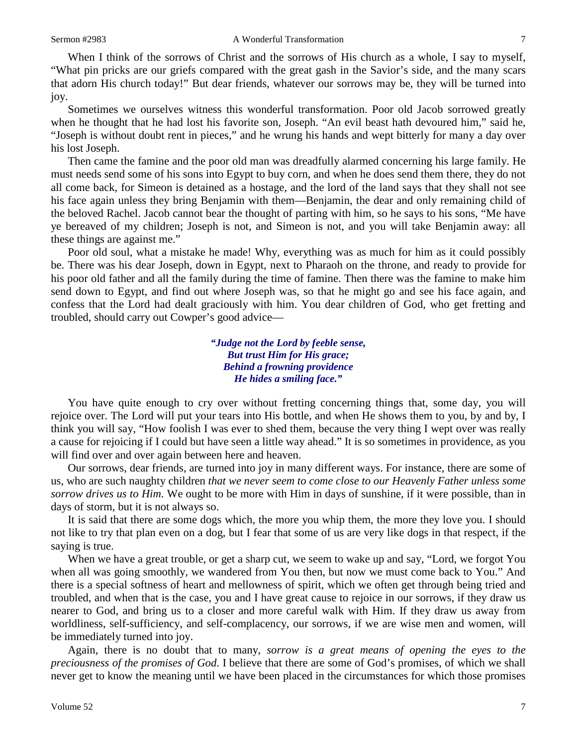When I think of the sorrows of Christ and the sorrows of His church as a whole, I say to myself, "What pin pricks are our griefs compared with the great gash in the Savior's side, and the many scars that adorn His church today!" But dear friends, whatever our sorrows may be, they will be turned into joy.

Sometimes we ourselves witness this wonderful transformation. Poor old Jacob sorrowed greatly when he thought that he had lost his favorite son, Joseph. "An evil beast hath devoured him," said he, "Joseph is without doubt rent in pieces," and he wrung his hands and wept bitterly for many a day over his lost Joseph.

Then came the famine and the poor old man was dreadfully alarmed concerning his large family. He must needs send some of his sons into Egypt to buy corn, and when he does send them there, they do not all come back, for Simeon is detained as a hostage, and the lord of the land says that they shall not see his face again unless they bring Benjamin with them—Benjamin, the dear and only remaining child of the beloved Rachel. Jacob cannot bear the thought of parting with him, so he says to his sons, "Me have ye bereaved of my children; Joseph is not, and Simeon is not, and you will take Benjamin away: all these things are against me."

Poor old soul, what a mistake he made! Why, everything was as much for him as it could possibly be. There was his dear Joseph, down in Egypt, next to Pharaoh on the throne, and ready to provide for his poor old father and all the family during the time of famine. Then there was the famine to make him send down to Egypt, and find out where Joseph was, so that he might go and see his face again, and confess that the Lord had dealt graciously with him. You dear children of God, who get fretting and troubled, should carry out Cowper's good advice—

> ***"Judge not the Lord by feeble sense,***
> ***But trust Him for His grace;***
> ***Behind a frowning providence***
> ***He hides a smiling face."***

You have quite enough to cry over without fretting concerning things that, some day, you will rejoice over. The Lord will put your tears into His bottle, and when He shows them to you, by and by, I think you will say, "How foolish I was ever to shed them, because the very thing I wept over was really a cause for rejoicing if I could but have seen a little way ahead." It is so sometimes in providence, as you will find over and over again between here and heaven.

Our sorrows, dear friends, are turned into joy in many different ways. For instance, there are some of us, who are such naughty children *that we never seem to come close to our Heavenly Father unless some sorrow drives us to Him*. We ought to be more with Him in days of sunshine, if it were possible, than in days of storm, but it is not always so.

It is said that there are some dogs which, the more you whip them, the more they love you. I should not like to try that plan even on a dog, but I fear that some of us are very like dogs in that respect, if the saying is true.

When we have a great trouble, or get a sharp cut, we seem to wake up and say, "Lord, we forgot You when all was going smoothly, we wandered from You then, but now we must come back to You." And there is a special softness of heart and mellowness of spirit, which we often get through being tried and troubled, and when that is the case, you and I have great cause to rejoice in our sorrows, if they draw us nearer to God, and bring us to a closer and more careful walk with Him. If they draw us away from worldliness, self-sufficiency, and self-complacency, our sorrows, if we are wise men and women, will be immediately turned into joy.

Again, there is no doubt that to many, *sorrow is a great means of opening the eyes to the preciousness of the promises of God*. I believe that there are some of God's promises, of which we shall never get to know the meaning until we have been placed in the circumstances for which those promises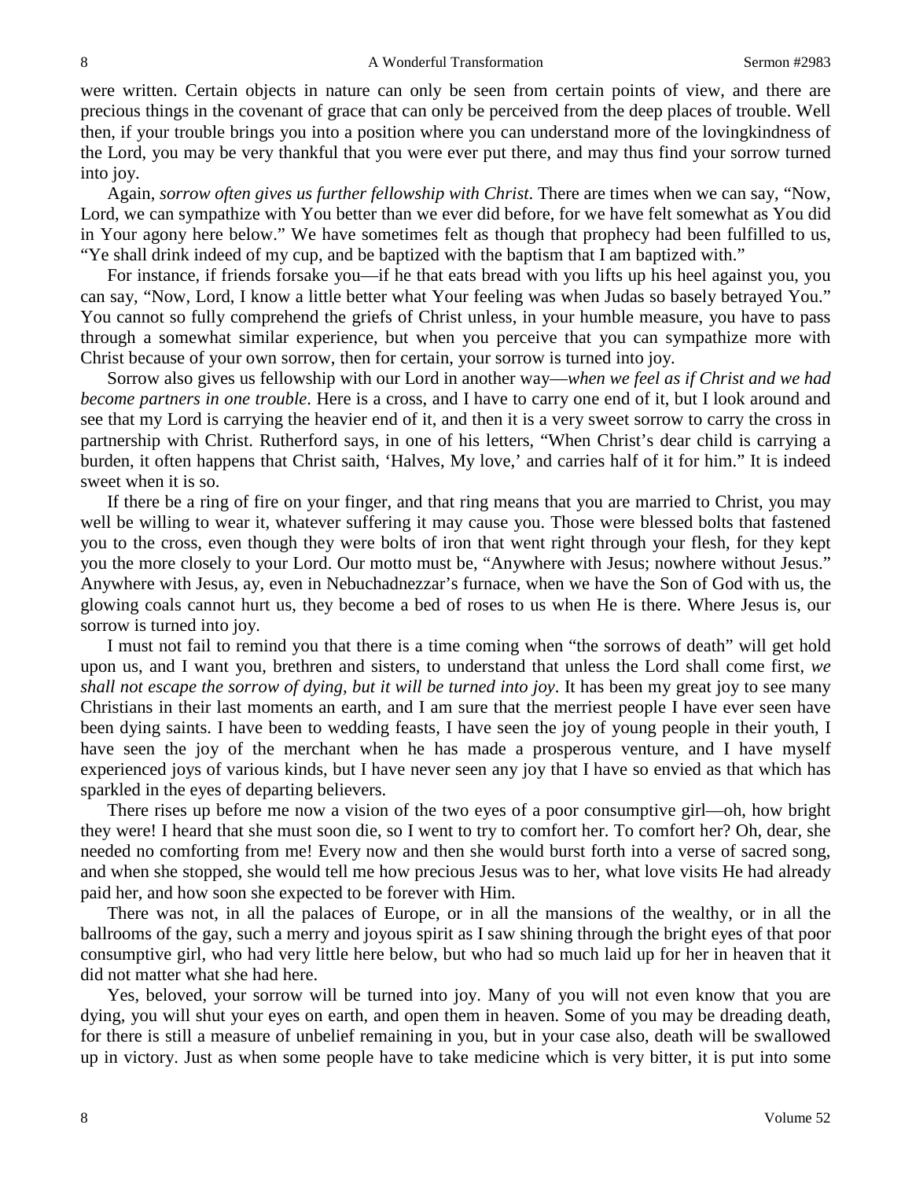were written. Certain objects in nature can only be seen from certain points of view, and there are precious things in the covenant of grace that can only be perceived from the deep places of trouble. Well then, if your trouble brings you into a position where you can understand more of the lovingkindness of the Lord, you may be very thankful that you were ever put there, and may thus find your sorrow turned into joy.

Again, *sorrow often gives us further fellowship with Christ*. There are times when we can say, "Now, Lord, we can sympathize with You better than we ever did before, for we have felt somewhat as You did in Your agony here below." We have sometimes felt as though that prophecy had been fulfilled to us, "Ye shall drink indeed of my cup, and be baptized with the baptism that I am baptized with."

For instance, if friends forsake you—if he that eats bread with you lifts up his heel against you, you can say, "Now, Lord, I know a little better what Your feeling was when Judas so basely betrayed You." You cannot so fully comprehend the griefs of Christ unless, in your humble measure, you have to pass through a somewhat similar experience, but when you perceive that you can sympathize more with Christ because of your own sorrow, then for certain, your sorrow is turned into joy.

Sorrow also gives us fellowship with our Lord in another way—*when we feel as if Christ and we had become partners in one trouble*. Here is a cross, and I have to carry one end of it, but I look around and see that my Lord is carrying the heavier end of it, and then it is a very sweet sorrow to carry the cross in partnership with Christ. Rutherford says, in one of his letters, "When Christ's dear child is carrying a burden, it often happens that Christ saith, 'Halves, My love,' and carries half of it for him." It is indeed sweet when it is so.

If there be a ring of fire on your finger, and that ring means that you are married to Christ, you may well be willing to wear it, whatever suffering it may cause you. Those were blessed bolts that fastened you to the cross, even though they were bolts of iron that went right through your flesh, for they kept you the more closely to your Lord. Our motto must be, "Anywhere with Jesus; nowhere without Jesus." Anywhere with Jesus, ay, even in Nebuchadnezzar's furnace, when we have the Son of God with us, the glowing coals cannot hurt us, they become a bed of roses to us when He is there. Where Jesus is, our sorrow is turned into joy.

I must not fail to remind you that there is a time coming when "the sorrows of death" will get hold upon us, and I want you, brethren and sisters, to understand that unless the Lord shall come first, *we shall not escape the sorrow of dying, but it will be turned into joy*. It has been my great joy to see many Christians in their last moments on earth, and I am sure that the merriest people I have ever seen have been dying saints. I have been to wedding feasts, I have seen the joy of young people in their youth, I have seen the joy of the merchant when he has made a prosperous venture, and I have myself experienced joys of various kinds, but I have never seen any joy that I have so envied as that which has sparkled in the eyes of departing believers.

There rises up before me now a vision of the two eyes of a poor consumptive girl—oh, how bright they were! I heard that she must soon die, so I went to try to comfort her. To comfort her? Oh, dear, she needed no comforting from me! Every now and then she would burst forth into a verse of sacred song, and when she stopped, she would tell me how precious Jesus was to her, what love visits He had already paid her, and how soon she expected to be forever with Him.

There was not, in all the palaces of Europe, or in all the mansions of the wealthy, or in all the ballrooms of the gay, such a merry and joyous spirit as I saw shining through the bright eyes of that poor consumptive girl, who had very little here below, but who had so much laid up for her in heaven that it did not matter what she had here.

Yes, beloved, your sorrow will be turned into joy. Many of you will not even know that you are dying, you will shut your eyes on earth, and open them in heaven. Some of you may be dreading death, for there is still a measure of unbelief remaining in you, but in your case also, death will be swallowed up in victory. Just as when some people have to take medicine which is very bitter, it is put into some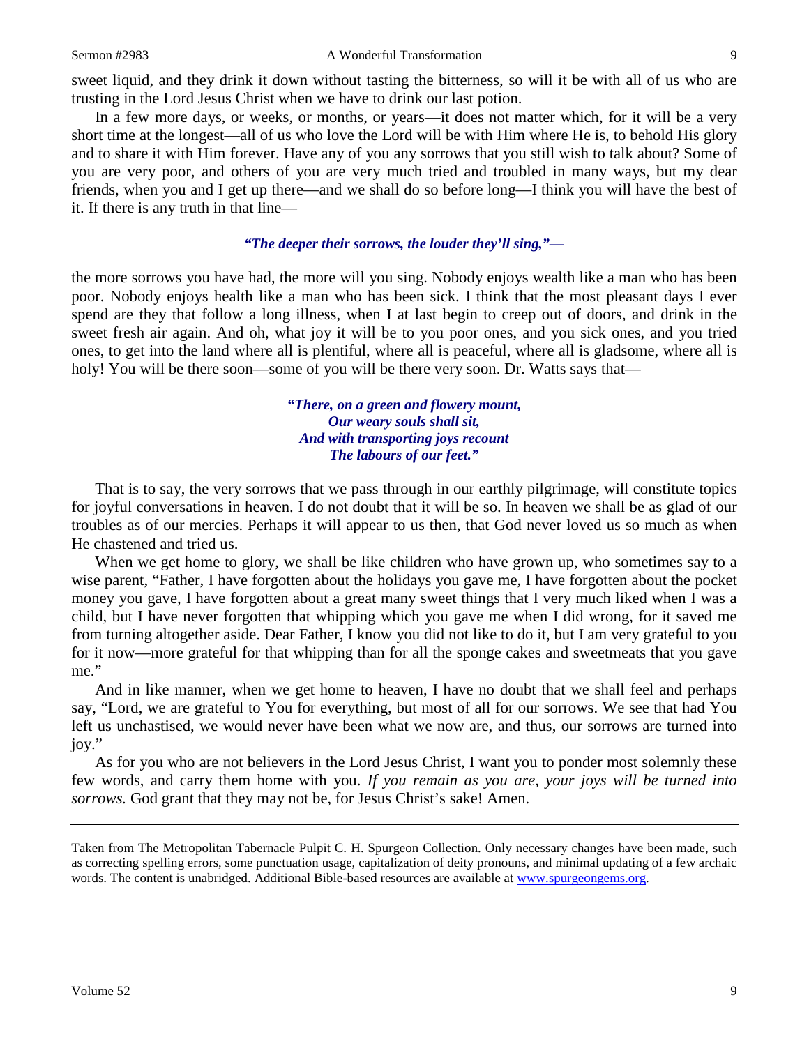sweet liquid, and they drink it down without tasting the bitterness, so will it be with all of us who are trusting in the Lord Jesus Christ when we have to drink our last potion.

In a few more days, or weeks, or months, or years—it does not matter which, for it will be a very short time at the longest—all of us who love the Lord will be with Him where He is, to behold His glory and to share it with Him forever. Have any of you any sorrows that you still wish to talk about? Some of you are very poor, and others of you are very much tried and troubled in many ways, but my dear friends, when you and I get up there—and we shall do so before long—I think you will have the best of it. If there is any truth in that line—

*"The deeper their sorrows, the louder they'll sing,"—*

the more sorrows you have had, the more will you sing. Nobody enjoys wealth like a man who has been poor. Nobody enjoys health like a man who has been sick. I think that the most pleasant days I ever spend are they that follow a long illness, when I at last begin to creep out of doors, and drink in the sweet fresh air again. And oh, what joy it will be to you poor ones, and you sick ones, and you tried ones, to get into the land where all is plentiful, where all is peaceful, where all is gladsome, where all is holy! You will be there soon—some of you will be there very soon. Dr. Watts says that—

*"There, on a green and flowery mount,*
*Our weary souls shall sit,*
*And with transporting joys recount*
*The labours of our feet."*

That is to say, the very sorrows that we pass through in our earthly pilgrimage, will constitute topics for joyful conversations in heaven. I do not doubt that it will be so. In heaven we shall be as glad of our troubles as of our mercies. Perhaps it will appear to us then, that God never loved us so much as when He chastened and tried us.

When we get home to glory, we shall be like children who have grown up, who sometimes say to a wise parent, "Father, I have forgotten about the holidays you gave me, I have forgotten about the pocket money you gave, I have forgotten about a great many sweet things that I very much liked when I was a child, but I have never forgotten that whipping which you gave me when I did wrong, for it saved me from turning altogether aside. Dear Father, I know you did not like to do it, but I am very grateful to you for it now—more grateful for that whipping than for all the sponge cakes and sweetmeats that you gave me."

And in like manner, when we get home to heaven, I have no doubt that we shall feel and perhaps say, "Lord, we are grateful to You for everything, but most of all for our sorrows. We see that had You left us unchastised, we would never have been what we now are, and thus, our sorrows are turned into joy."

As for you who are not believers in the Lord Jesus Christ, I want you to ponder most solemnly these few words, and carry them home with you. *If you remain as you are, your joys will be turned into sorrows.* God grant that they may not be, for Jesus Christ's sake! Amen.

---

Taken from The Metropolitan Tabernacle Pulpit C. H. Spurgeon Collection. Only necessary changes have been made, such as correcting spelling errors, some punctuation usage, capitalization of deity pronouns, and minimal updating of a few archaic words. The content is unabridged. Additional Bible-based resources are available at www.spurgeongems.org.